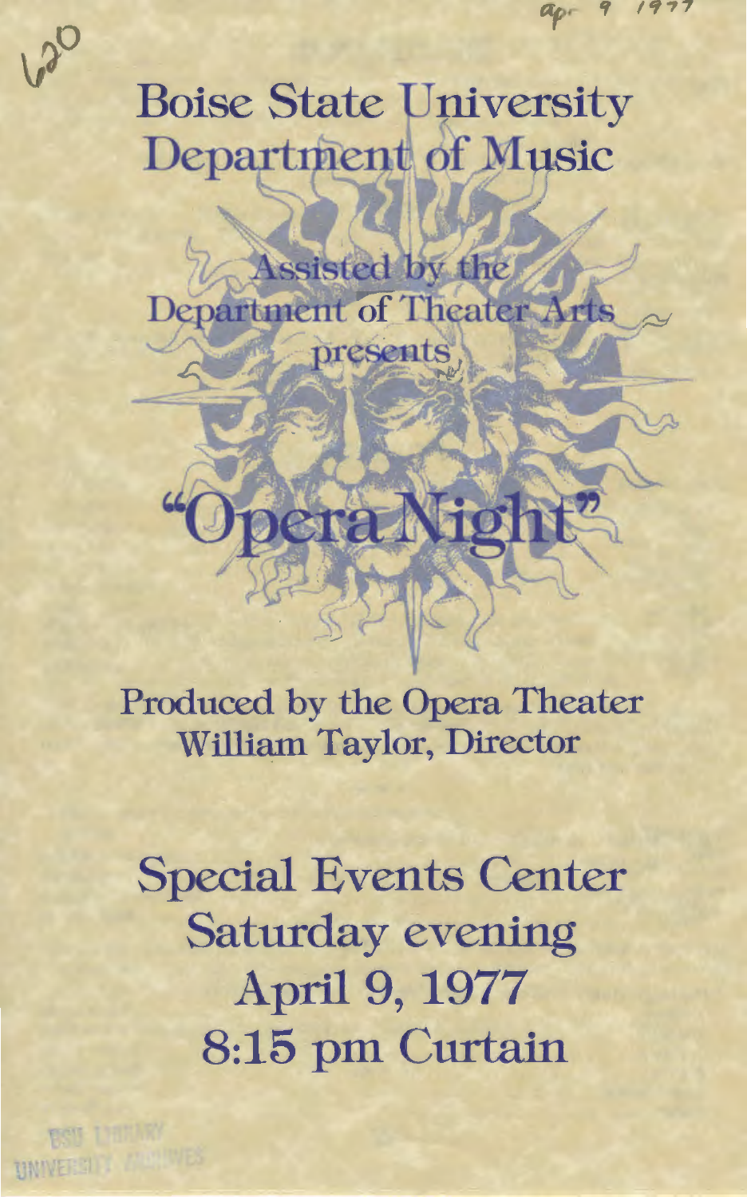# Boise State University Department of Music

Assisted by the Department of Theater Arts presents

# "Opera Night"

Produced by the Opera Theater
William Taylor, Director

Special Events Center
Saturday evening
April 9, 1977
8:15 pm Curtain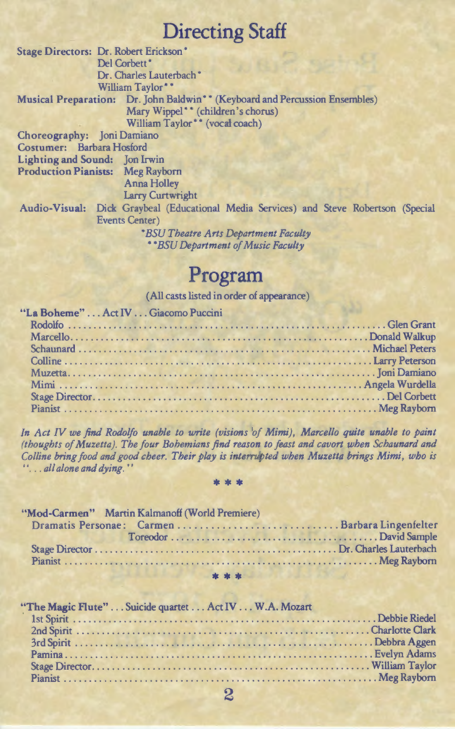# Directing Staff

**Stage Directors:** Dr. Robert Erickson*
Del Corbett*
Dr. Charles Lauterbach*
William Taylor**

**Musical Preparation:** Dr. John Baldwin** (Keyboard and Percussion Ensembles)
Mary Wippel** (children's chorus)
William Taylor** (vocal coach)

**Choreography:** Joni Damiano

**Costumer:** Barbara Hosford

**Lighting and Sound:** Jon Irwin

**Production Pianists:** Meg Rayborn
Anna Holley
Larry Curtwright

**Audio-Visual:** Dick Graybeal (Educational Media Services) and Steve Robertson (Special Events Center)

*\*BSU Theatre Arts Department Faculty*
*\*\*BSU Department of Music Faculty*

# Program

(All casts listed in order of appearance)

**"La Boheme" . . . Act IV . . . Giacomo Puccini**

Rodolfo . . . . . . . . . . Glen Grant
Marcello . . . . . . . . . . Donald Walkup
Schaunard . . . . . . . . . . Michael Peters
Colline . . . . . . . . . . Larry Peterson
Muzetta . . . . . . . . . . Joni Damiano
Mimi . . . . . . . . . . Angela Wurdella
Stage Director . . . . . . . . . . Del Corbett
Pianist . . . . . . . . . . Meg Rayborn

*In Act IV we find Rodolfo unable to write (visions of Mimi), Marcello quite unable to paint (thoughts of Muzetta). The four Bohemians find reason to feast and cavort when Schaunard and Colline bring food and good cheer. Their play is interrupted when Muzetta brings Mimi, who is ". . . all alone and dying."*

\* \* \*

**"Mod-Carmen"** Martin Kalmanoff (World Premiere)

Dramatis Personae: Carmen . . . . . . . . . . Barbara Lingenfelter
Toreodor . . . . . . . . . . David Sample
Stage Director . . . . . . . . . . Dr. Charles Lauterbach
Pianist . . . . . . . . . . Meg Rayborn

\* \* \*

**"The Magic Flute" . . . Suicide quartet . . . Act IV . . . W.A. Mozart**

1st Spirit . . . . . . . . . . Debbie Riedel
2nd Spirit . . . . . . . . . . Charlotte Clark
3rd Spirit . . . . . . . . . . Debbra Aggen
Pamina . . . . . . . . . . Evelyn Adams
Stage Director . . . . . . . . . . William Taylor
Pianist . . . . . . . . . . Meg Rayborn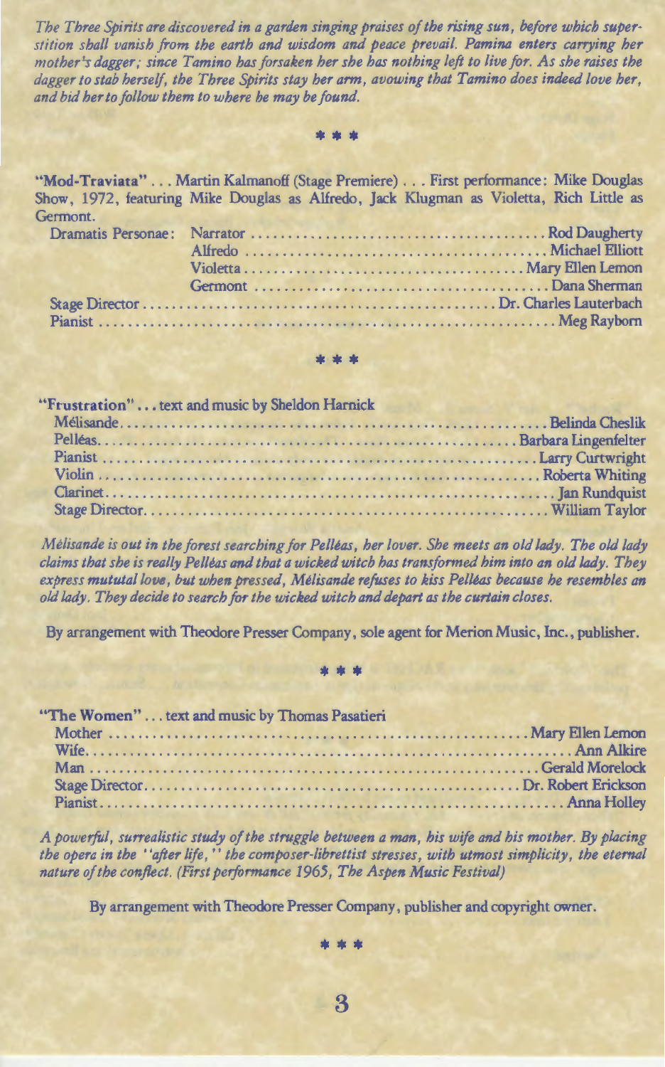*The Three Spirits are discovered in a garden singing praises of the rising sun, before which superstition shall vanish from the earth and wisdom and peace prevail. Pamina enters carrying her mother's dagger; since Tamino has forsaken her she has nothing left to live for. As she raises the dagger to stab herself, the Three Spirits stay her arm, avowing that Tamino does indeed love her, and bid her to follow them to where he may be found.*

\* \* \*

**"Mod-Traviata"** . . . Martin Kalmanoff (Stage Premiere) . . . First performance: Mike Douglas Show, 1972, featuring Mike Douglas as Alfredo, Jack Klugman as Violetta, Rich Little as Germont.

Dramatis Personae: Narrator .......... Rod Daugherty
Alfredo .......... Michael Elliott
Violetta .......... Mary Ellen Lemon
Germont .......... Dana Sherman
Stage Director .......... Dr. Charles Lauterbach
Pianist .......... Meg Rayborn

\* \* \*

**"Frustration"** . . . text and music by Sheldon Harnick

Mélisande .......... Belinda Cheslik
Pelléas .......... Barbara Lingenfelter
Pianist .......... Larry Curtwright
Violin .......... Roberta Whiting
Clarinet .......... Jan Rundquist
Stage Director .......... William Taylor

*Mélisande is out in the forest searching for Pelléas, her lover. She meets an old lady. The old lady claims that she is really Pelléas and that a wicked witch has transformed him into an old lady. They express mutual love, but when pressed, Mélisande refuses to kiss Pelléas because he resembles an old lady. They decide to search for the wicked witch and depart as the curtain closes.*

By arrangement with Theodore Presser Company, sole agent for Merion Music, Inc., publisher.

\* \* \*

**"The Women"** . . . text and music by Thomas Pasatieri

Mother .......... Mary Ellen Lemon
Wife .......... Ann Alkire
Man .......... Gerald Morelock
Stage Director .......... Dr. Robert Erickson
Pianist .......... Anna Holley

*A powerful, surrealistic study of the struggle between a man, his wife and his mother. By placing the opera in the "after life," the composer-librettist stresses, with utmost simplicity, the eternal nature of the conflect. (First performance 1965, The Aspen Music Festival)*

By arrangement with Theodore Presser Company, publisher and copyright owner.

\* \* \*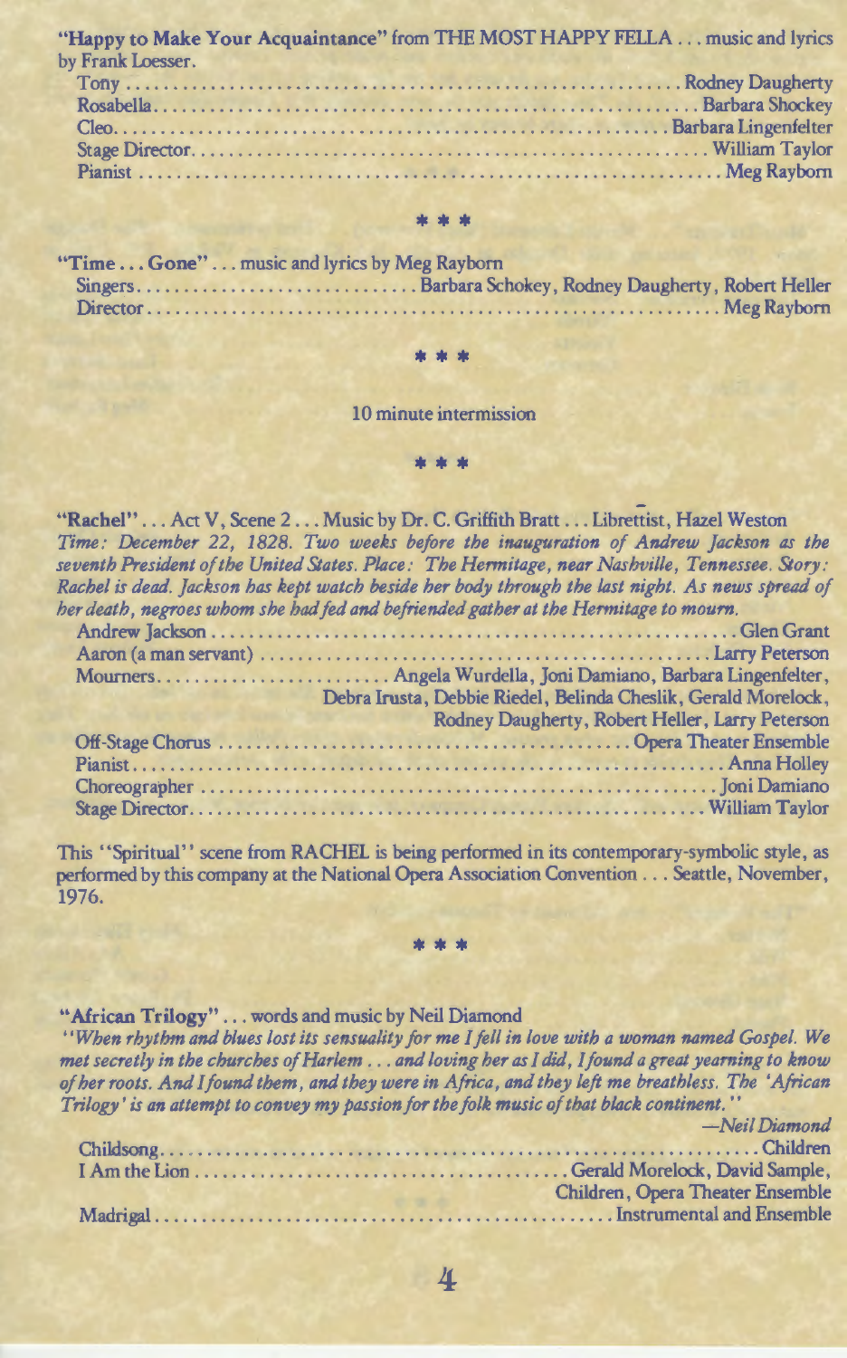**"Happy to Make Your Acquaintance"** from THE MOST HAPPY FELLA . . . music and lyrics by Frank Loesser.

Tony . . . . . . . . . . . . . . . . . . . . . . . . . . . . . . . . . . . . . . . . . . . . . . . . . . . . . . . . . . . . Rodney Daugherty
Rosabella . . . . . . . . . . . . . . . . . . . . . . . . . . . . . . . . . . . . . . . . . . . . . . . . . . . . . . . . . . . . Barbara Shockey
Cleo . . . . . . . . . . . . . . . . . . . . . . . . . . . . . . . . . . . . . . . . . . . . . . . . . . . . . . . . . . . . Barbara Lingenfelter
Stage Director . . . . . . . . . . . . . . . . . . . . . . . . . . . . . . . . . . . . . . . . . . . . . . . . . . . . . . . . . . . . William Taylor
Pianist . . . . . . . . . . . . . . . . . . . . . . . . . . . . . . . . . . . . . . . . . . . . . . . . . . . . . . . . . . . . Meg Rayborn

\* \* \*

**"Time . . . Gone"** . . . music and lyrics by Meg Rayborn

Singers . . . . . . . . . . . . . . . . . . . . . . . . . . . . . . Barbara Schokey, Rodney Daugherty, Robert Heller
Director . . . . . . . . . . . . . . . . . . . . . . . . . . . . . . . . . . . . . . . . . . . . . . . . . . . . . . . . . . . . Meg Rayborn

\* \* \*

10 minute intermission

\* \* \*

**"Rachel"** . . . Act V, Scene 2 . . . Music by Dr. C. Griffith Bratt . . . Librettist, Hazel Weston

*Time: December 22, 1828. Two weeks before the inauguration of Andrew Jackson as the seventh President of the United States. Place: The Hermitage, near Nashville, Tennessee. Story: Rachel is dead. Jackson has kept watch beside her body through the last night. As news spread of her death, negroes whom she had fed and befriended gather at the Hermitage to mourn.*

Andrew Jackson . . . . . . . . . . . . . . . . . . . . . . . . . . . . . . . . . . . . . . . . . . . . . . . . . . . . . . . . Glen Grant
Aaron (a man servant) . . . . . . . . . . . . . . . . . . . . . . . . . . . . . . . . . . . . . . . . . . . . . . . . . . . Larry Peterson
Mourners . . . . . . . . . . . . . . . . . . . . . . . . . . Angela Wurdella, Joni Damiano, Barbara Lingenfelter, Debra Irusta, Debbie Riedel, Belinda Cheslik, Gerald Morelock, Rodney Daugherty, Robert Heller, Larry Peterson
Off-Stage Chorus . . . . . . . . . . . . . . . . . . . . . . . . . . . . . . . . . . . . . . . . . . . . Opera Theater Ensemble
Pianist . . . . . . . . . . . . . . . . . . . . . . . . . . . . . . . . . . . . . . . . . . . . . . . . . . . . . . . . . . . . Anna Holley
Choreographer . . . . . . . . . . . . . . . . . . . . . . . . . . . . . . . . . . . . . . . . . . . . . . . . . . . . . . . . Joni Damiano
Stage Director . . . . . . . . . . . . . . . . . . . . . . . . . . . . . . . . . . . . . . . . . . . . . . . . . . . . . . . . William Taylor

This "Spiritual" scene from RACHEL is being performed in its contemporary-symbolic style, as performed by this company at the National Opera Association Convention . . . Seattle, November, 1976.

\* \* \*

**"African Trilogy"** . . . words and music by Neil Diamond

*"When rhythm and blues lost its sensuality for me I fell in love with a woman named Gospel. We met secretly in the churches of Harlem . . . and loving her as I did, I found a great yearning to know of her roots. And I found them, and they were in Africa, and they left me breathless. The 'African Trilogy' is an attempt to convey my passion for the folk music of that black continent."*

*—Neil Diamond*

Childsong . . . . . . . . . . . . . . . . . . . . . . . . . . . . . . . . . . . . . . . . . . . . . . . . . . . . . . . . . . . . Children
I Am the Lion . . . . . . . . . . . . . . . . . . . . . . . . . . . . . . . . . . . . . . . . . . Gerald Morelock, David Sample, Children, Opera Theater Ensemble
Madrigal . . . . . . . . . . . . . . . . . . . . . . . . . . . . . . . . . . . . . . . . . . . . . . . . . . Instrumental and Ensemble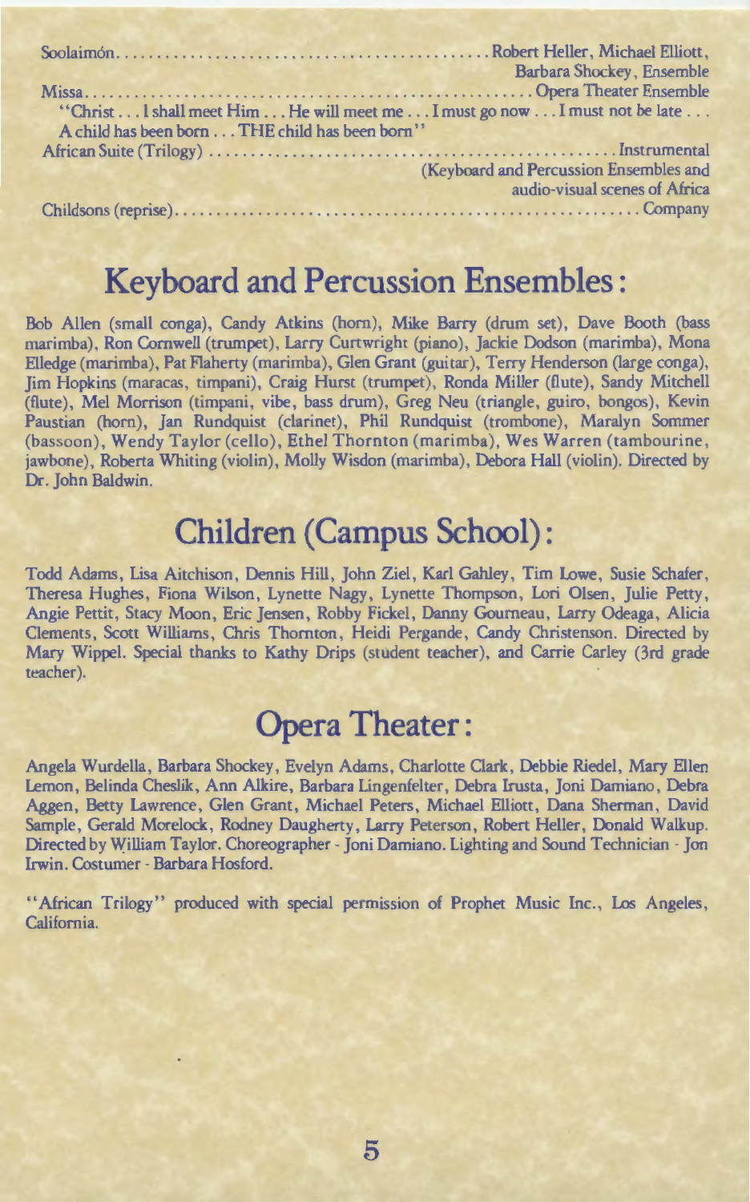Soolaimón.............................................Robert Heller, Michael Elliott, Barbara Shockey, Ensemble

Missa.............................................Opera Theater Ensemble

"Christ . . . I shall meet Him . . . He will meet me . . . I must go now . . . I must not be late . . . A child has been born . . . THE child has been born"

African Suite (Trilogy).............................................Instrumental (Keyboard and Percussion Ensembles and audio-visual scenes of Africa

Childsons (reprise).............................................Company

## Keyboard and Percussion Ensembles:

Bob Allen (small conga), Candy Atkins (horn), Mike Barry (drum set), Dave Booth (bass marimba), Ron Cornwell (trumpet), Larry Curtwright (piano), Jackie Dodson (marimba), Mona Elledge (marimba), Pat Flaherty (marimba), Glen Grant (guitar), Terry Henderson (large conga), Jim Hopkins (maracas, timpani), Craig Hurst (trumpet), Ronda Miller (flute), Sandy Mitchell (flute), Mel Morrison (timpani, vibe, bass drum), Greg Neu (triangle, guiro, bongos), Kevin Paustian (horn), Jan Rundquist (clarinet), Phil Rundquist (trombone), Maralyn Sommer (bassoon), Wendy Taylor (cello), Ethel Thornton (marimba), Wes Warren (tambourine, jawbone), Roberta Whiting (violin), Molly Wisdon (marimba), Debora Hall (violin). Directed by Dr. John Baldwin.

## Children (Campus School):

Todd Adams, Lisa Aitchison, Dennis Hill, John Ziel, Karl Gahley, Tim Lowe, Susie Schafer, Theresa Hughes, Fiona Wilson, Lynette Nagy, Lynette Thompson, Lori Olsen, Julie Petty, Angie Pettit, Stacy Moon, Eric Jensen, Robby Fickel, Danny Gourneau, Larry Odeaga, Alicia Clements, Scott Williams, Chris Thornton, Heidi Pergande, Candy Christenson. Directed by Mary Wippel. Special thanks to Kathy Drips (student teacher), and Carrie Carley (3rd grade teacher).

## Opera Theater:

Angela Wurdella, Barbara Shockey, Evelyn Adams, Charlotte Clark, Debbie Riedel, Mary Ellen Lemon, Belinda Cheslik, Ann Alkire, Barbara Lingenfelter, Debra Irusta, Joni Damiano, Debra Aggen, Betty Lawrence, Glen Grant, Michael Peters, Michael Elliott, Dana Sherman, David Sample, Gerald Morelock, Rodney Daugherty, Larry Peterson, Robert Heller, Donald Walkup. Directed by William Taylor. Choreographer - Joni Damiano. Lighting and Sound Technician - Jon Irwin. Costumer - Barbara Hosford.

"African Trilogy" produced with special permission of Prophet Music Inc., Los Angeles, California.